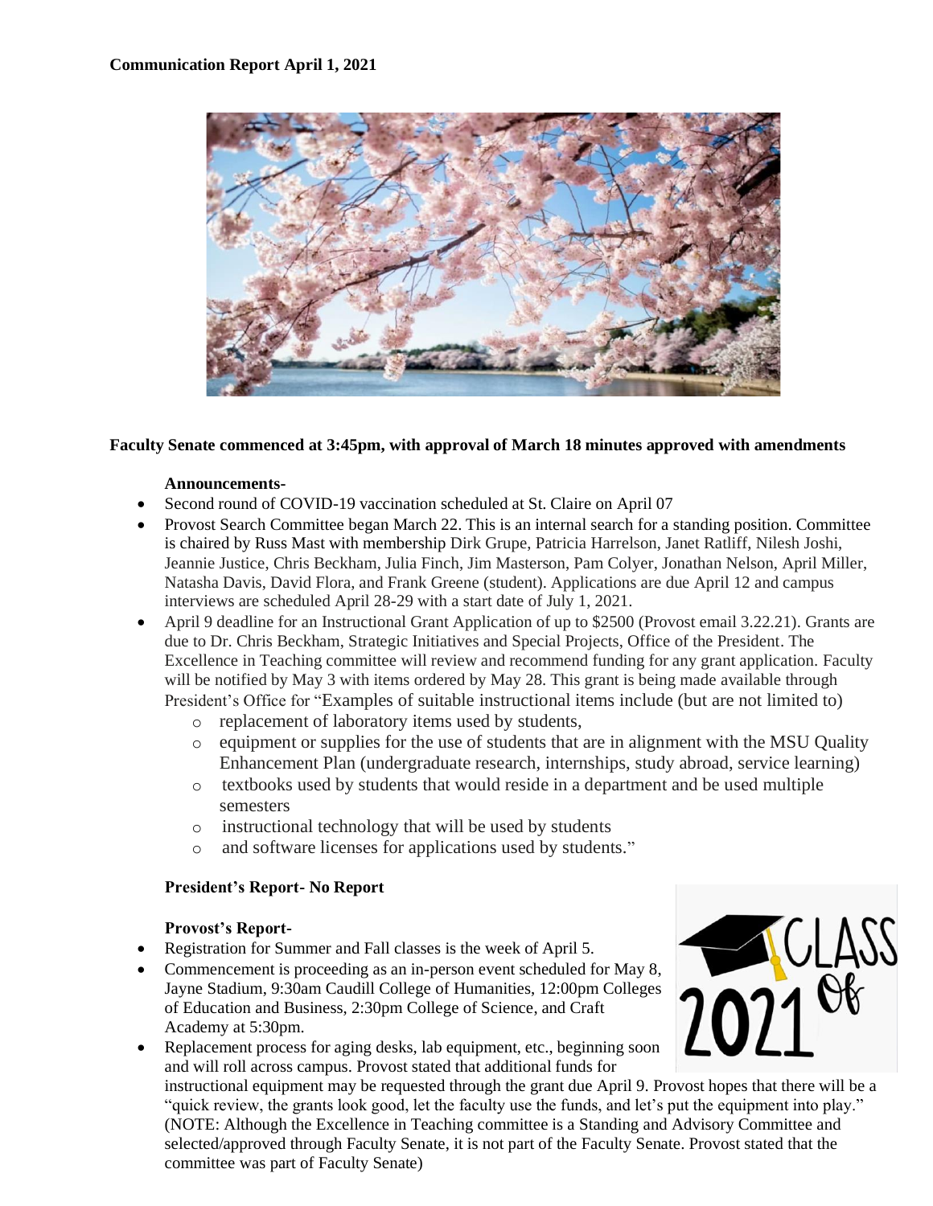**Communication Report April 1, 2021**

**Faculty Senate commenced at 3:45pm, with approval of March 18 minutes approved with amendments**

**Announcements-**

- Second round of COVID-19 vaccination scheduled at St. Claire on April 07
- Provost Search Committee began March 22. This is an internal search for a standing position. Committee is chaired by Russ Mast with membership Dirk Grupe, Patricia Harrelson, Janet Ratliff, Nilesh Joshi, Jeannie Justice, Chris Beckham, Julia Finch, Jim Masterson, Pam Colyer, Jonathan Nelson, April Miller, Natasha Davis, David Flora, and Frank Greene (student). Applications are due April 12 and campus interviews are scheduled April 28-29 with a start date of July 1, 2021.
- April 9 deadline for an Instructional Grant Application of up to $2500 (Provost email 3.22.21). Grants are due to Dr. Chris Beckham, Strategic Initiatives and Special Projects, Office of the President. The Excellence in Teaching committee will review and recommend funding for any grant application. Faculty will be notified by May 3 with items ordered by May 28. This grant is being made available through President's Office for "Examples of suitable instructional items include (but are not limited to)
  - replacement of laboratory items used by students,
  - equipment or supplies for the use of students that are in alignment with the MSU Quality Enhancement Plan (undergraduate research, internships, study abroad, service learning)
  - textbooks used by students that would reside in a department and be used multiple semesters
  - instructional technology that will be used by students
  - and software licenses for applications used by students."

**President's Report- No Report**

**Provost's Report-**

- Registration for Summer and Fall classes is the week of April 5.
- Commencement is proceeding as an in-person event scheduled for May 8, Jayne Stadium, 9:30am Caudill College of Humanities, 12:00pm Colleges of Education and Business, 2:30pm College of Science, and Craft Academy at 5:30pm.
- Replacement process for aging desks, lab equipment, etc., beginning soon and will roll across campus. Provost stated that additional funds for instructional equipment may be requested through the grant due April 9. Provost hopes that there will be a "quick review, the grants look good, let the faculty use the funds, and let's put the equipment into play." (NOTE: Although the Excellence in Teaching committee is a Standing and Advisory Committee and selected/approved through Faculty Senate, it is not part of the Faculty Senate. Provost stated that the committee was part of Faculty Senate)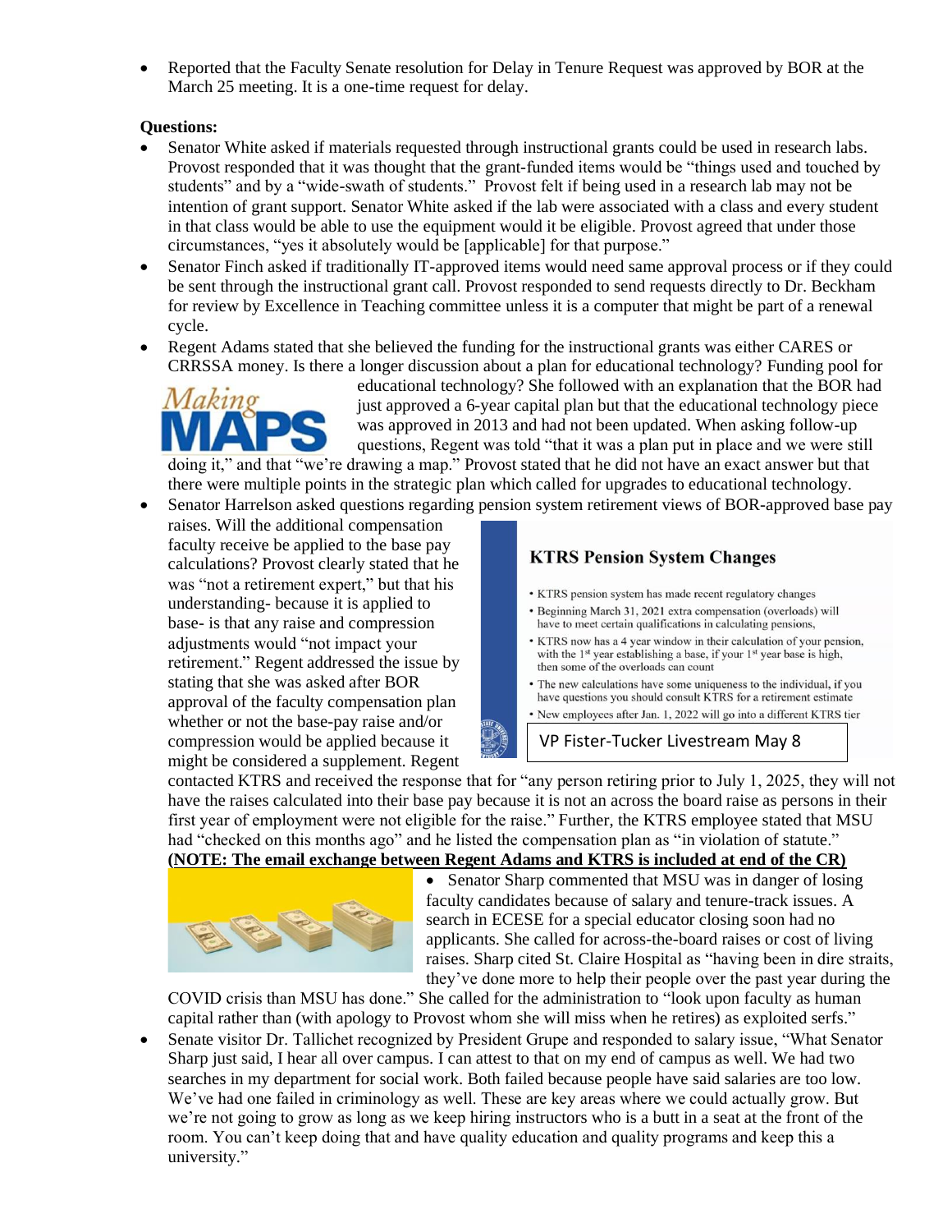- Reported that the Faculty Senate resolution for Delay in Tenure Request was approved by BOR at the March 25 meeting. It is a one-time request for delay.

**Questions:**

- Senator White asked if materials requested through instructional grants could be used in research labs. Provost responded that it was thought that the grant-funded items would be "things used and touched by students" and by a "wide-swath of students." Provost felt if being used in a research lab may not be intention of grant support. Senator White asked if the lab were associated with a class and every student in that class would be able to use the equipment would it be eligible. Provost agreed that under those circumstances, "yes it absolutely would be [applicable] for that purpose."
- Senator Finch asked if traditionally IT-approved items would need same approval process or if they could be sent through the instructional grant call. Provost responded to send requests directly to Dr. Beckham for review by Excellence in Teaching committee unless it is a computer that might be part of a renewal cycle.
- Regent Adams stated that she believed the funding for the instructional grants was either CARES or CRRSSA money. Is there a longer discussion about a plan for educational technology? Funding pool for educational technology? She followed with an explanation that the BOR had just approved a 6-year capital plan but that the educational technology piece was approved in 2013 and had not been updated. When asking follow-up questions, Regent was told "that it was a plan put in place and we were still doing it," and that "we're drawing a map." Provost stated that he did not have an exact answer but that there were multiple points in the strategic plan which called for upgrades to educational technology.
- Senator Harrelson asked questions regarding pension system retirement views of BOR-approved base pay raises. Will the additional compensation faculty receive be applied to the base pay calculations? Provost clearly stated that he was "not a retirement expert," but that his understanding- because it is applied to base- is that any raise and compression adjustments would "not impact your retirement." Regent addressed the issue by stating that she was asked after BOR approval of the faculty compensation plan whether or not the base-pay raise and/or compression would be applied because it might be considered a supplement. Regent contacted KTRS and received the response that for "any person retiring prior to July 1, 2025, they will not have the raises calculated into their base pay because it is not an across the board raise as persons in their first year of employment were not eligible for the raise." Further, the KTRS employee stated that MSU had "checked on this months ago" and he listed the compensation plan as "in violation of statute."
  **(NOTE: The email exchange between Regent Adams and KTRS is included at end of the CR)**

**KTRS Pension System Changes**

- KTRS pension system has made recent regulatory changes
- Beginning March 31, 2021 extra compensation (overloads) will have to meet certain qualifications in calculating pensions,
- KTRS now has a 4 year window in their calculation of your pension, with the 1st year establishing a base, if your 1st year base is high, then some of the overloads can count
- The new calculations have some uniqueness to the individual, if you have questions you should consult KTRS for a retirement estimate
- New employees after Jan. 1, 2022 will go into a different KTRS tier

VP Fister-Tucker Livestream May 8

- Senator Sharp commented that MSU was in danger of losing faculty candidates because of salary and tenure-track issues. A search in ECESE for a special educator closing soon had no applicants. She called for across-the-board raises or cost of living raises. Sharp cited St. Claire Hospital as "having been in dire straits, they've done more to help their people over the past year during the COVID crisis than MSU has done." She called for the administration to "look upon faculty as human capital rather than (with apology to Provost whom she will miss when he retires) as exploited serfs."
- Senate visitor Dr. Tallichet recognized by President Grupe and responded to salary issue, "What Senator Sharp just said, I hear all over campus. I can attest to that on my end of campus as well. We had two searches in my department for social work. Both failed because people have said salaries are too low. We've had one failed in criminology as well. These are key areas where we could actually grow. But we're not going to grow as long as we keep hiring instructors who is a butt in a seat at the front of the room. You can't keep doing that and have quality education and quality programs and keep this a university."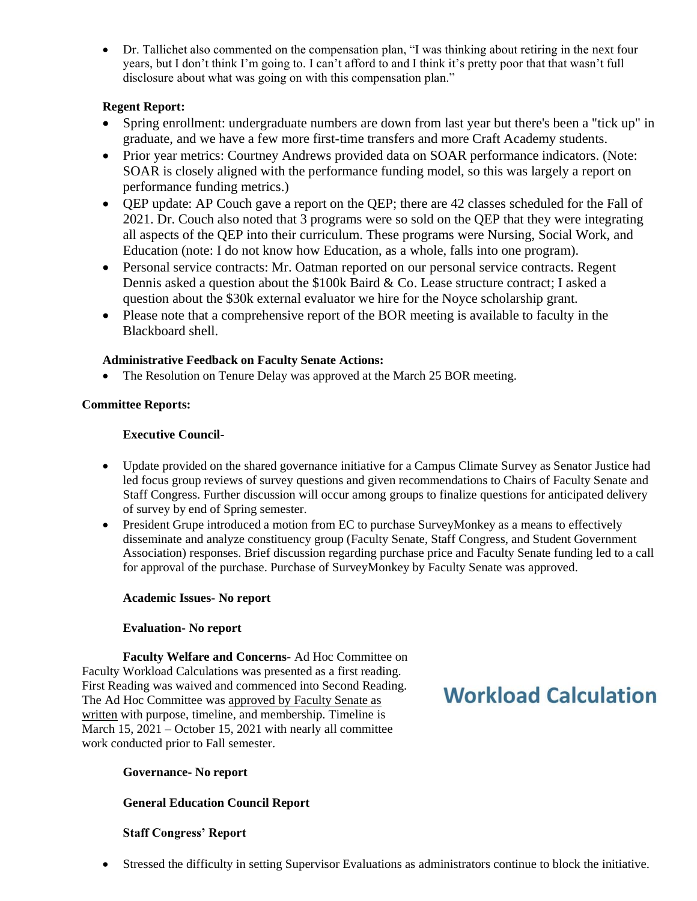- Dr. Tallichet also commented on the compensation plan, "I was thinking about retiring in the next four years, but I don't think I'm going to. I can't afford to and I think it's pretty poor that that wasn't full disclosure about what was going on with this compensation plan."

**Regent Report:**

- Spring enrollment: undergraduate numbers are down from last year but there's been a "tick up" in graduate, and we have a few more first-time transfers and more Craft Academy students.
- Prior year metrics: Courtney Andrews provided data on SOAR performance indicators. (Note: SOAR is closely aligned with the performance funding model, so this was largely a report on performance funding metrics.)
- QEP update: AP Couch gave a report on the QEP; there are 42 classes scheduled for the Fall of 2021. Dr. Couch also noted that 3 programs were so sold on the QEP that they were integrating all aspects of the QEP into their curriculum. These programs were Nursing, Social Work, and Education (note: I do not know how Education, as a whole, falls into one program).
- Personal service contracts: Mr. Oatman reported on our personal service contracts. Regent Dennis asked a question about the $100k Baird & Co. Lease structure contract; I asked a question about the $30k external evaluator we hire for the Noyce scholarship grant.
- Please note that a comprehensive report of the BOR meeting is available to faculty in the Blackboard shell.

**Administrative Feedback on Faculty Senate Actions:**

- The Resolution on Tenure Delay was approved at the March 25 BOR meeting.

**Committee Reports:**

**Executive Council-**

- Update provided on the shared governance initiative for a Campus Climate Survey as Senator Justice had led focus group reviews of survey questions and given recommendations to Chairs of Faculty Senate and Staff Congress. Further discussion will occur among groups to finalize questions for anticipated delivery of survey by end of Spring semester.
- President Grupe introduced a motion from EC to purchase SurveyMonkey as a means to effectively disseminate and analyze constituency group (Faculty Senate, Staff Congress, and Student Government Association) responses. Brief discussion regarding purchase price and Faculty Senate funding led to a call for approval of the purchase. Purchase of SurveyMonkey by Faculty Senate was approved.

**Academic Issues- No report**

**Evaluation- No report**

**Faculty Welfare and Concerns-** Ad Hoc Committee on Faculty Workload Calculations was presented as a first reading. First Reading was waived and commenced into Second Reading. The Ad Hoc Committee was approved by Faculty Senate as written with purpose, timeline, and membership. Timeline is March 15, 2021 – October 15, 2021 with nearly all committee work conducted prior to Fall semester.

**Workload Calculation**

**Governance- No report**

**General Education Council Report**

**Staff Congress' Report**

- Stressed the difficulty in setting Supervisor Evaluations as administrators continue to block the initiative.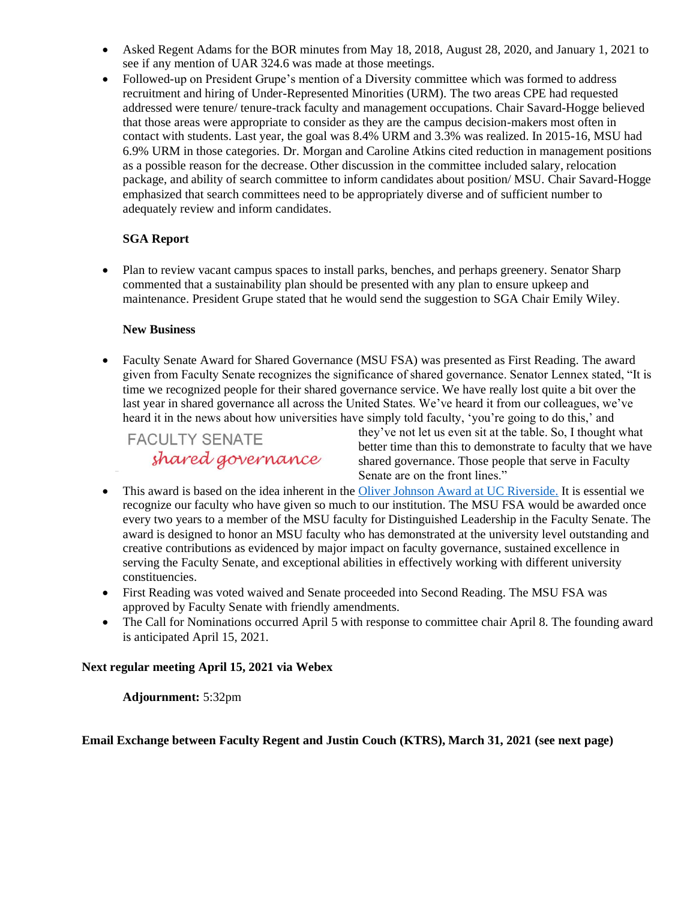- Asked Regent Adams for the BOR minutes from May 18, 2018, August 28, 2020, and January 1, 2021 to see if any mention of UAR 324.6 was made at those meetings.
- Followed-up on President Grupe's mention of a Diversity committee which was formed to address recruitment and hiring of Under-Represented Minorities (URM). The two areas CPE had requested addressed were tenure/ tenure-track faculty and management occupations. Chair Savard-Hogge believed that those areas were appropriate to consider as they are the campus decision-makers most often in contact with students. Last year, the goal was 8.4% URM and 3.3% was realized. In 2015-16, MSU had 6.9% URM in those categories. Dr. Morgan and Caroline Atkins cited reduction in management positions as a possible reason for the decrease. Other discussion in the committee included salary, relocation package, and ability of search committee to inform candidates about position/ MSU. Chair Savard-Hogge emphasized that search committees need to be appropriately diverse and of sufficient number to adequately review and inform candidates.

**SGA Report**

- Plan to review vacant campus spaces to install parks, benches, and perhaps greenery. Senator Sharp commented that a sustainability plan should be presented with any plan to ensure upkeep and maintenance. President Grupe stated that he would send the suggestion to SGA Chair Emily Wiley.

**New Business**

- Faculty Senate Award for Shared Governance (MSU FSA) was presented as First Reading. The award given from Faculty Senate recognizes the significance of shared governance. Senator Lennex stated, "It is time we recognized people for their shared governance service. We have really lost quite a bit over the last year in shared governance all across the United States. We've heard it from our colleagues, we've heard it in the news about how universities have simply told faculty, 'you're going to do this,' and they've not let us even sit at the table. So, I thought what better time than this to demonstrate to faculty that we have shared governance. Those people that serve in Faculty Senate are on the front lines."

FACULTY SENATE
*shared governance*

- This award is based on the idea inherent in the [Oliver Johnson Award at UC Riverside.]() It is essential we recognize our faculty who have given so much to our institution. The MSU FSA would be awarded once every two years to a member of the MSU faculty for Distinguished Leadership in the Faculty Senate. The award is designed to honor an MSU faculty who has demonstrated at the university level outstanding and creative contributions as evidenced by major impact on faculty governance, sustained excellence in serving the Faculty Senate, and exceptional abilities in effectively working with different university constituencies.
- First Reading was voted waived and Senate proceeded into Second Reading. The MSU FSA was approved by Faculty Senate with friendly amendments.
- The Call for Nominations occurred April 5 with response to committee chair April 8. The founding award is anticipated April 15, 2021.

**Next regular meeting April 15, 2021 via Webex**

**Adjournment:** 5:32pm

**Email Exchange between Faculty Regent and Justin Couch (KTRS), March 31, 2021 (see next page)**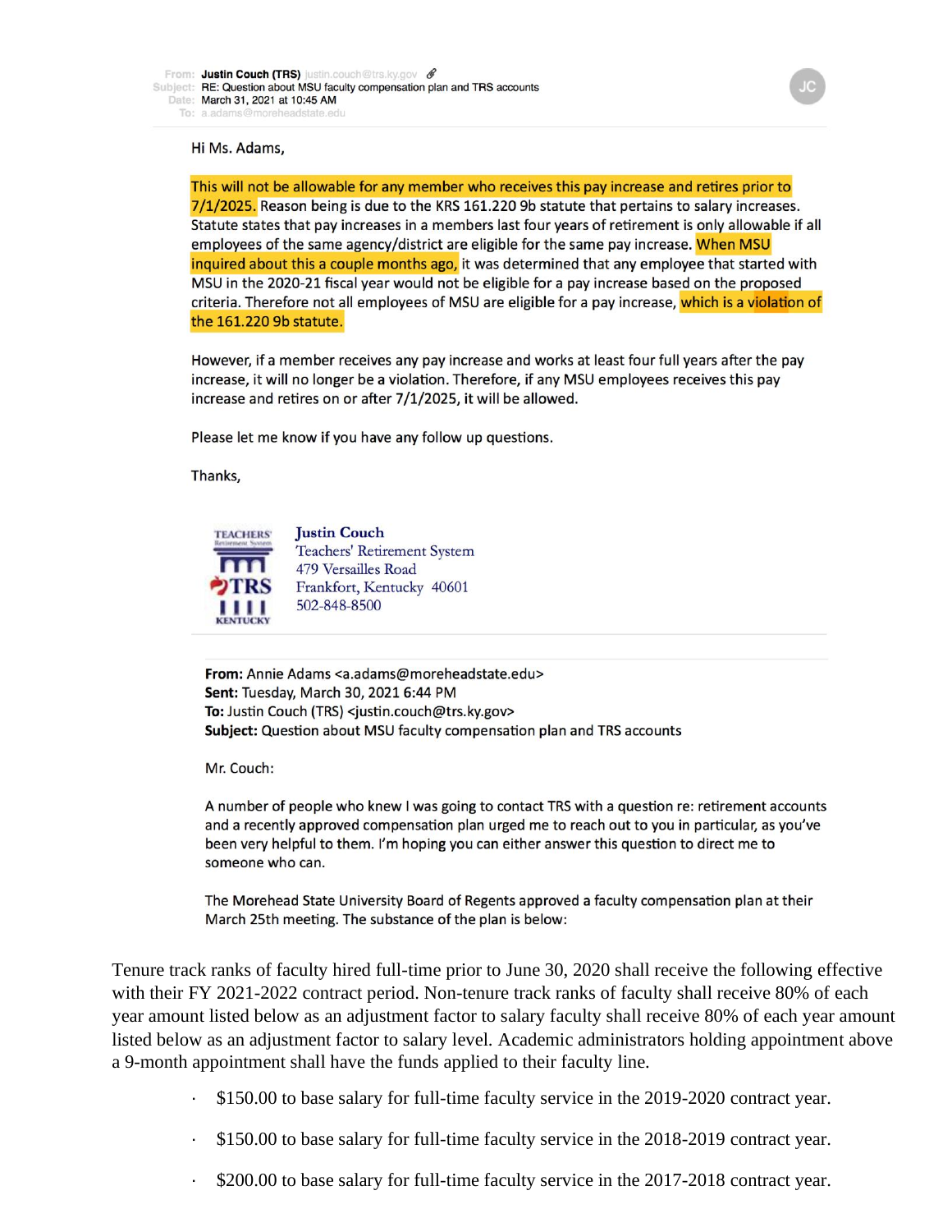**From:** Justin Couch (TRS) justin.couch@trs.ky.gov
**Subject:** RE: Question about MSU faculty compensation plan and TRS accounts
**Date:** March 31, 2021 at 10:45 AM
**To:** a.adams@moreheadstate.edu

Hi Ms. Adams,

This will not be allowable for any member who receives this pay increase and retires prior to 7/1/2025. Reason being is due to the KRS 161.220 9b statute that pertains to salary increases. Statute states that pay increases in a members last four years of retirement is only allowable if all employees of the same agency/district are eligible for the same pay increase. When MSU inquired about this a couple months ago, it was determined that any employee that started with MSU in the 2020-21 fiscal year would not be eligible for a pay increase based on the proposed criteria. Therefore not all employees of MSU are eligible for a pay increase, which is a violation of the 161.220 9b statute.

However, if a member receives any pay increase and works at least four full years after the pay increase, it will no longer be a violation. Therefore, if any MSU employees receives this pay increase and retires on or after 7/1/2025, it will be allowed.

Please let me know if you have any follow up questions.

Thanks,

Justin Couch
Teachers' Retirement System
479 Versailles Road
Frankfort, Kentucky 40601
502-848-8500

---

**From:** Annie Adams <a.adams@moreheadstate.edu>
**Sent:** Tuesday, March 30, 2021 6:44 PM
**To:** Justin Couch (TRS) <justin.couch@trs.ky.gov>
**Subject:** Question about MSU faculty compensation plan and TRS accounts

Mr. Couch:

A number of people who knew I was going to contact TRS with a question re: retirement accounts and a recently approved compensation plan urged me to reach out to you in particular, as you've been very helpful to them. I'm hoping you can either answer this question to direct me to someone who can.

The Morehead State University Board of Regents approved a faculty compensation plan at their March 25th meeting. The substance of the plan is below:

Tenure track ranks of faculty hired full-time prior to June 30, 2020 shall receive the following effective with their FY 2021-2022 contract period. Non-tenure track ranks of faculty shall receive 80% of each year amount listed below as an adjustment factor to salary faculty shall receive 80% of each year amount listed below as an adjustment factor to salary level. Academic administrators holding appointment above a 9-month appointment shall have the funds applied to their faculty line.

- $150.00 to base salary for full-time faculty service in the 2019-2020 contract year.
- $150.00 to base salary for full-time faculty service in the 2018-2019 contract year.
- $200.00 to base salary for full-time faculty service in the 2017-2018 contract year.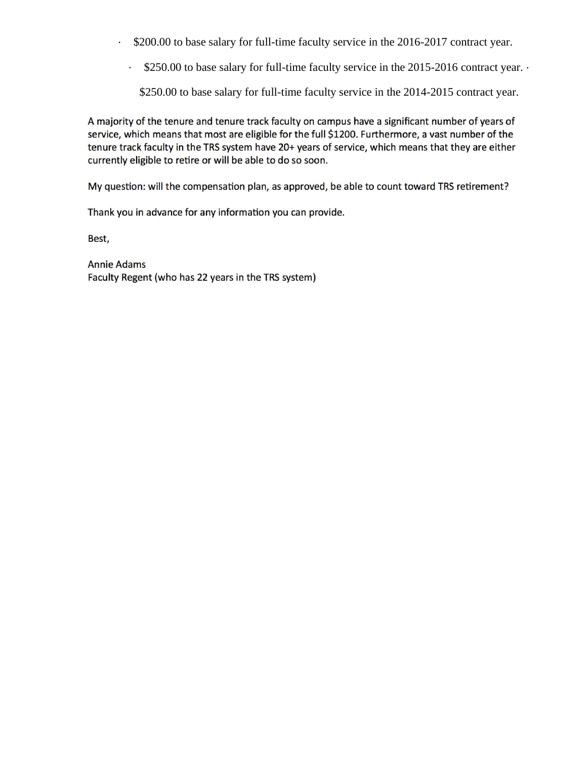- $200.00 to base salary for full-time faculty service in the 2016-2017 contract year.
- $250.00 to base salary for full-time faculty service in the 2015-2016 contract year.
- $250.00 to base salary for full-time faculty service in the 2014-2015 contract year.

A majority of the tenure and tenure track faculty on campus have a significant number of years of service, which means that most are eligible for the full $1200. Furthermore, a vast number of the tenure track faculty in the TRS system have 20+ years of service, which means that they are either currently eligible to retire or will be able to do so soon.

My question: will the compensation plan, as approved, be able to count toward TRS retirement?

Thank you in advance for any information you can provide.

Best,

Annie Adams
Faculty Regent (who has 22 years in the TRS system)